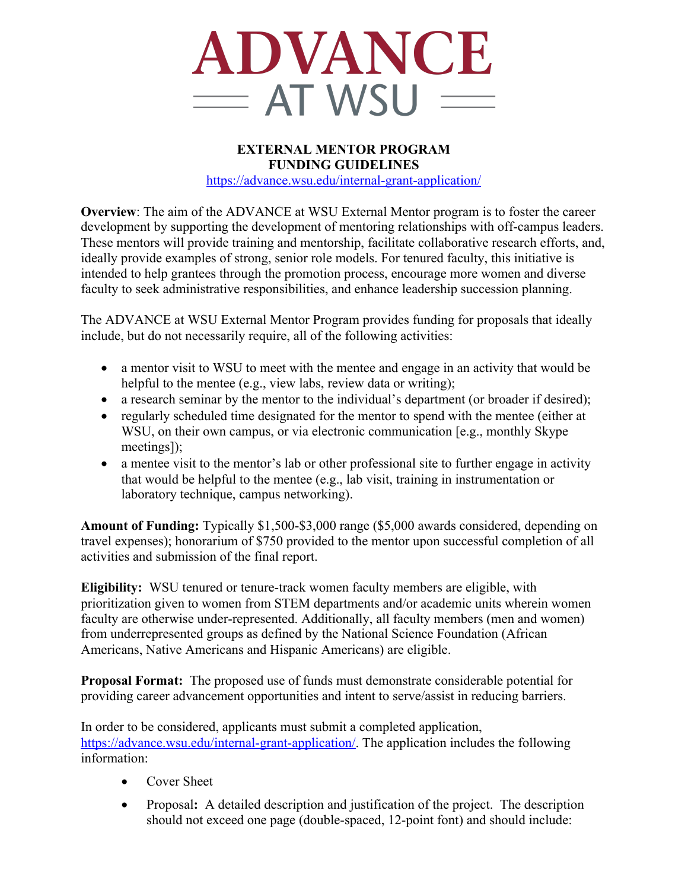# ADVANCE AT WSU

## EXTERNAL MENTOR PROGRAM
## FUNDING GUIDELINES

https://advance.wsu.edu/internal-grant-application/

**Overview**: The aim of the ADVANCE at WSU External Mentor program is to foster the career development by supporting the development of mentoring relationships with off-campus leaders. These mentors will provide training and mentorship, facilitate collaborative research efforts, and, ideally provide examples of strong, senior role models. For tenured faculty, this initiative is intended to help grantees through the promotion process, encourage more women and diverse faculty to seek administrative responsibilities, and enhance leadership succession planning.

The ADVANCE at WSU External Mentor Program provides funding for proposals that ideally include, but do not necessarily require, all of the following activities:

- a mentor visit to WSU to meet with the mentee and engage in an activity that would be helpful to the mentee (e.g., view labs, review data or writing);
- a research seminar by the mentor to the individual's department (or broader if desired);
- regularly scheduled time designated for the mentor to spend with the mentee (either at WSU, on their own campus, or via electronic communication [e.g., monthly Skype meetings]);
- a mentee visit to the mentor's lab or other professional site to further engage in activity that would be helpful to the mentee (e.g., lab visit, training in instrumentation or laboratory technique, campus networking).

**Amount of Funding:** Typically $1,500-$3,000 range ($5,000 awards considered, depending on travel expenses); honorarium of $750 provided to the mentor upon successful completion of all activities and submission of the final report.

**Eligibility:** WSU tenured or tenure-track women faculty members are eligible, with prioritization given to women from STEM departments and/or academic units wherein women faculty are otherwise under-represented. Additionally, all faculty members (men and women) from underrepresented groups as defined by the National Science Foundation (African Americans, Native Americans and Hispanic Americans) are eligible.

**Proposal Format:** The proposed use of funds must demonstrate considerable potential for providing career advancement opportunities and intent to serve/assist in reducing barriers.

In order to be considered, applicants must submit a completed application, https://advance.wsu.edu/internal-grant-application/. The application includes the following information:

- Cover Sheet
- Proposal**:** A detailed description and justification of the project. The description should not exceed one page (double-spaced, 12-point font) and should include: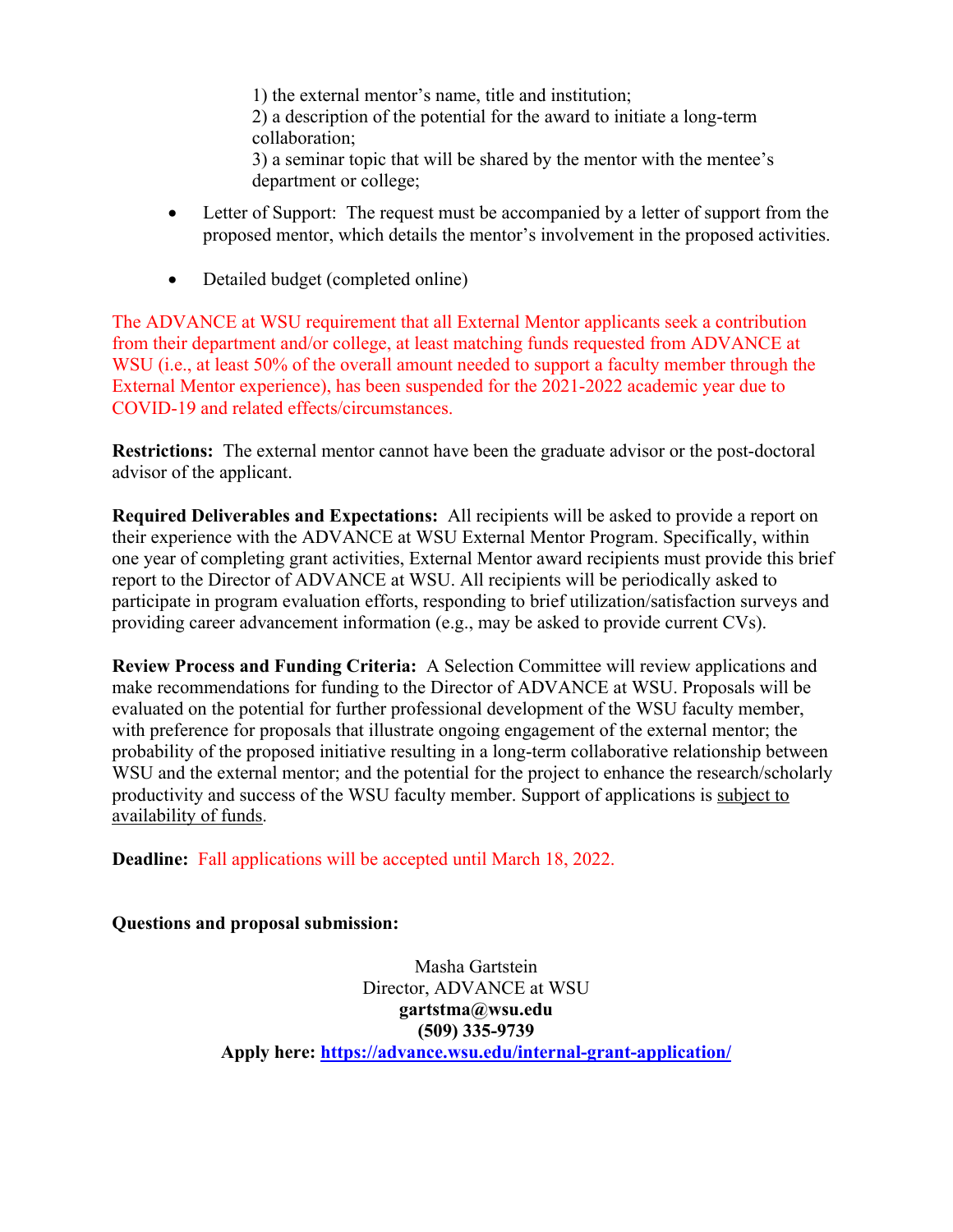1) the external mentor's name, title and institution;
2) a description of the potential for the award to initiate a long-term collaboration;
3) a seminar topic that will be shared by the mentor with the mentee's department or college;

- Letter of Support: The request must be accompanied by a letter of support from the proposed mentor, which details the mentor's involvement in the proposed activities.
- Detailed budget (completed online)

The ADVANCE at WSU requirement that all External Mentor applicants seek a contribution from their department and/or college, at least matching funds requested from ADVANCE at WSU (i.e., at least 50% of the overall amount needed to support a faculty member through the External Mentor experience), has been suspended for the 2021-2022 academic year due to COVID-19 and related effects/circumstances.

**Restrictions:** The external mentor cannot have been the graduate advisor or the post-doctoral advisor of the applicant.

**Required Deliverables and Expectations:** All recipients will be asked to provide a report on their experience with the ADVANCE at WSU External Mentor Program. Specifically, within one year of completing grant activities, External Mentor award recipients must provide this brief report to the Director of ADVANCE at WSU. All recipients will be periodically asked to participate in program evaluation efforts, responding to brief utilization/satisfaction surveys and providing career advancement information (e.g., may be asked to provide current CVs).

**Review Process and Funding Criteria:** A Selection Committee will review applications and make recommendations for funding to the Director of ADVANCE at WSU. Proposals will be evaluated on the potential for further professional development of the WSU faculty member, with preference for proposals that illustrate ongoing engagement of the external mentor; the probability of the proposed initiative resulting in a long-term collaborative relationship between WSU and the external mentor; and the potential for the project to enhance the research/scholarly productivity and success of the WSU faculty member. Support of applications is subject to availability of funds.

**Deadline:** Fall applications will be accepted until March 18, 2022.

**Questions and proposal submission:**

Masha Gartstein
Director, ADVANCE at WSU
**gartstma@wsu.edu**
**(509) 335-9739**
**Apply here: [https://advance.wsu.edu/internal-grant-application/](https://advance.wsu.edu/internal-grant-application/)**